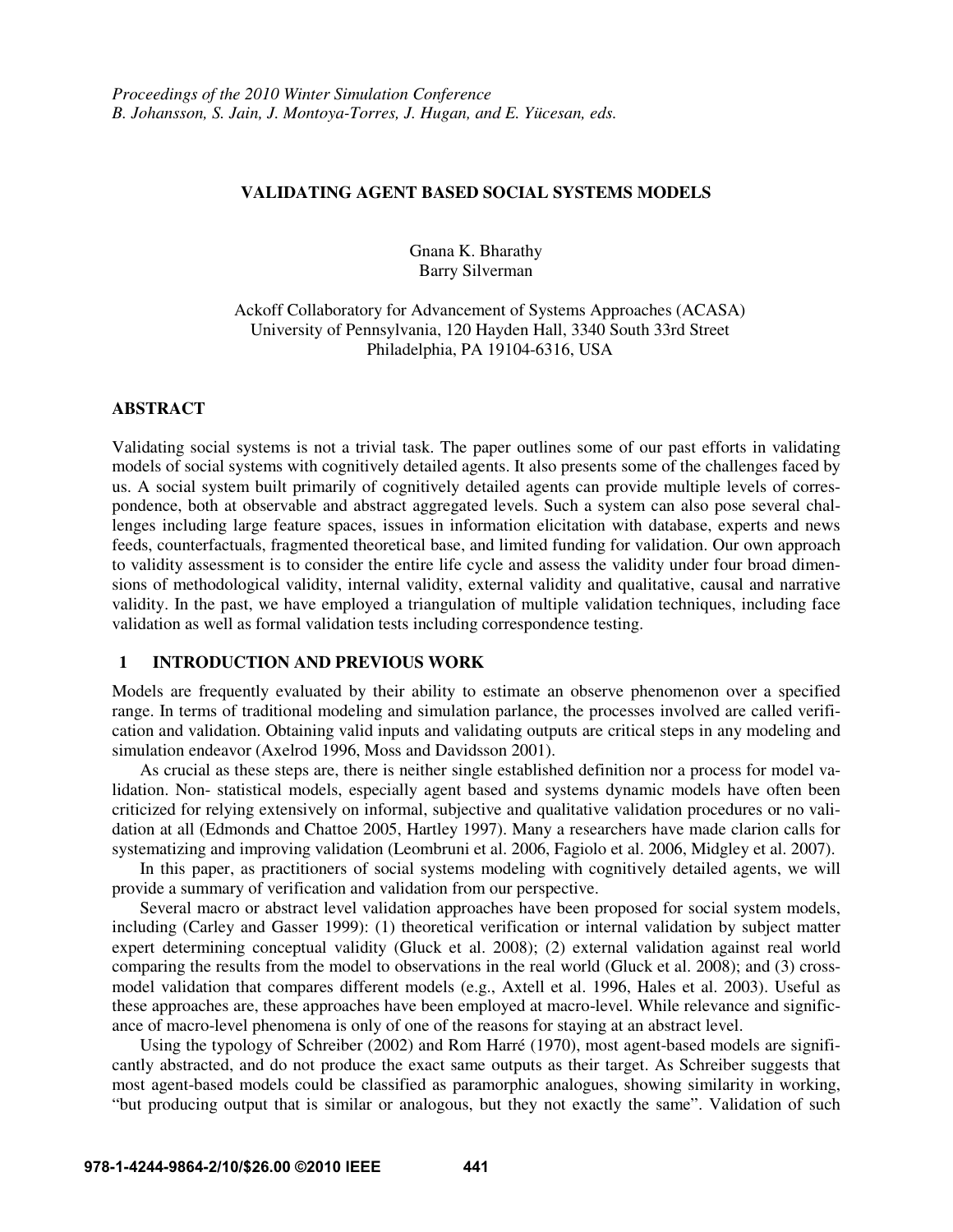*Proceedings of the 2010 Winter Simulation Conference*
*B. Johansson, S. Jain, J. Montoya-Torres, J. Hugan, and E. Yücesan, eds.*

# VALIDATING AGENT BASED SOCIAL SYSTEMS MODELS

Gnana K. Bharathy
Barry Silverman

Ackoff Collaboratory for Advancement of Systems Approaches (ACASA)
University of Pennsylvania, 120 Hayden Hall, 3340 South 33rd Street
Philadelphia, PA 19104-6316, USA

## ABSTRACT

Validating social systems is not a trivial task. The paper outlines some of our past efforts in validating models of social systems with cognitively detailed agents. It also presents some of the challenges faced by us. A social system built primarily of cognitively detailed agents can provide multiple levels of correspondence, both at observable and abstract aggregated levels. Such a system can also pose several challenges including large feature spaces, issues in information elicitation with database, experts and news feeds, counterfactuals, fragmented theoretical base, and limited funding for validation. Our own approach to validity assessment is to consider the entire life cycle and assess the validity under four broad dimensions of methodological validity, internal validity, external validity and qualitative, causal and narrative validity. In the past, we have employed a triangulation of multiple validation techniques, including face validation as well as formal validation tests including correspondence testing.

## 1 INTRODUCTION AND PREVIOUS WORK

Models are frequently evaluated by their ability to estimate an observe phenomenon over a specified range. In terms of traditional modeling and simulation parlance, the processes involved are called verification and validation. Obtaining valid inputs and validating outputs are critical steps in any modeling and simulation endeavor (Axelrod 1996, Moss and Davidsson 2001).

As crucial as these steps are, there is neither single established definition nor a process for model validation. Non- statistical models, especially agent based and systems dynamic models have often been criticized for relying extensively on informal, subjective and qualitative validation procedures or no validation at all (Edmonds and Chattoe 2005, Hartley 1997). Many a researchers have made clarion calls for systematizing and improving validation (Leombruni et al. 2006, Fagiolo et al. 2006, Midgley et al. 2007).

In this paper, as practitioners of social systems modeling with cognitively detailed agents, we will provide a summary of verification and validation from our perspective.

Several macro or abstract level validation approaches have been proposed for social system models, including (Carley and Gasser 1999): (1) theoretical verification or internal validation by subject matter expert determining conceptual validity (Gluck et al. 2008); (2) external validation against real world comparing the results from the model to observations in the real world (Gluck et al. 2008); and (3) cross-model validation that compares different models (e.g., Axtell et al. 1996, Hales et al. 2003). Useful as these approaches are, these approaches have been employed at macro-level. While relevance and significance of macro-level phenomena is only of one of the reasons for staying at an abstract level.

Using the typology of Schreiber (2002) and Rom Harré (1970), most agent-based models are significantly abstracted, and do not produce the exact same outputs as their target. As Schreiber suggests that most agent-based models could be classified as paramorphic analogues, showing similarity in working, "but producing output that is similar or analogous, but they not exactly the same". Validation of such

978-1-4244-9864-2/10/$26.00 ©2010 IEEE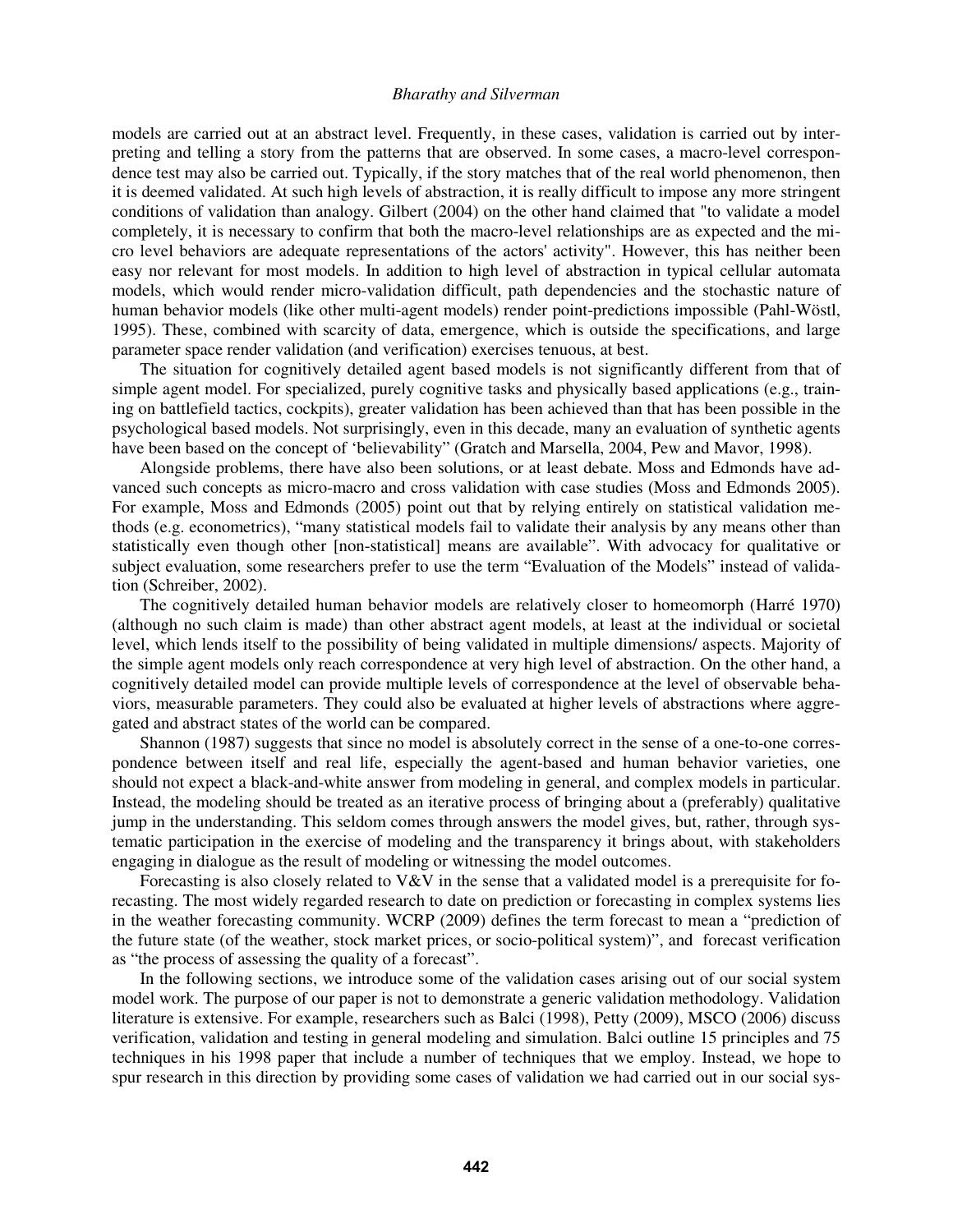models are carried out at an abstract level. Frequently, in these cases, validation is carried out by interpreting and telling a story from the patterns that are observed. In some cases, a macro-level correspondence test may also be carried out. Typically, if the story matches that of the real world phenomenon, then it is deemed validated. At such high levels of abstraction, it is really difficult to impose any more stringent conditions of validation than analogy. Gilbert (2004) on the other hand claimed that "to validate a model completely, it is necessary to confirm that both the macro-level relationships are as expected and the micro level behaviors are adequate representations of the actors' activity". However, this has neither been easy nor relevant for most models. In addition to high level of abstraction in typical cellular automata models, which would render micro-validation difficult, path dependencies and the stochastic nature of human behavior models (like other multi-agent models) render point-predictions impossible (Pahl-Wöstl, 1995). These, combined with scarcity of data, emergence, which is outside the specifications, and large parameter space render validation (and verification) exercises tenuous, at best.

The situation for cognitively detailed agent based models is not significantly different from that of simple agent model. For specialized, purely cognitive tasks and physically based applications (e.g., training on battlefield tactics, cockpits), greater validation has been achieved than that has been possible in the psychological based models. Not surprisingly, even in this decade, many an evaluation of synthetic agents have been based on the concept of 'believability" (Gratch and Marsella, 2004, Pew and Mavor, 1998).

Alongside problems, there have also been solutions, or at least debate. Moss and Edmonds have advanced such concepts as micro-macro and cross validation with case studies (Moss and Edmonds 2005). For example, Moss and Edmonds (2005) point out that by relying entirely on statistical validation methods (e.g. econometrics), "many statistical models fail to validate their analysis by any means other than statistically even though other [non-statistical] means are available". With advocacy for qualitative or subject evaluation, some researchers prefer to use the term "Evaluation of the Models" instead of validation (Schreiber, 2002).

The cognitively detailed human behavior models are relatively closer to homeomorph (Harré 1970) (although no such claim is made) than other abstract agent models, at least at the individual or societal level, which lends itself to the possibility of being validated in multiple dimensions/ aspects. Majority of the simple agent models only reach correspondence at very high level of abstraction. On the other hand, a cognitively detailed model can provide multiple levels of correspondence at the level of observable behaviors, measurable parameters. They could also be evaluated at higher levels of abstractions where aggregated and abstract states of the world can be compared.

Shannon (1987) suggests that since no model is absolutely correct in the sense of a one-to-one correspondence between itself and real life, especially the agent-based and human behavior varieties, one should not expect a black-and-white answer from modeling in general, and complex models in particular. Instead, the modeling should be treated as an iterative process of bringing about a (preferably) qualitative jump in the understanding. This seldom comes through answers the model gives, but, rather, through systematic participation in the exercise of modeling and the transparency it brings about, with stakeholders engaging in dialogue as the result of modeling or witnessing the model outcomes.

Forecasting is also closely related to V&V in the sense that a validated model is a prerequisite for forecasting. The most widely regarded research to date on prediction or forecasting in complex systems lies in the weather forecasting community. WCRP (2009) defines the term forecast to mean a "prediction of the future state (of the weather, stock market prices, or socio-political system)", and forecast verification as "the process of assessing the quality of a forecast".

In the following sections, we introduce some of the validation cases arising out of our social system model work. The purpose of our paper is not to demonstrate a generic validation methodology. Validation literature is extensive. For example, researchers such as Balci (1998), Petty (2009), MSCO (2006) discuss verification, validation and testing in general modeling and simulation. Balci outline 15 principles and 75 techniques in his 1998 paper that include a number of techniques that we employ. Instead, we hope to spur research in this direction by providing some cases of validation we had carried out in our social sys-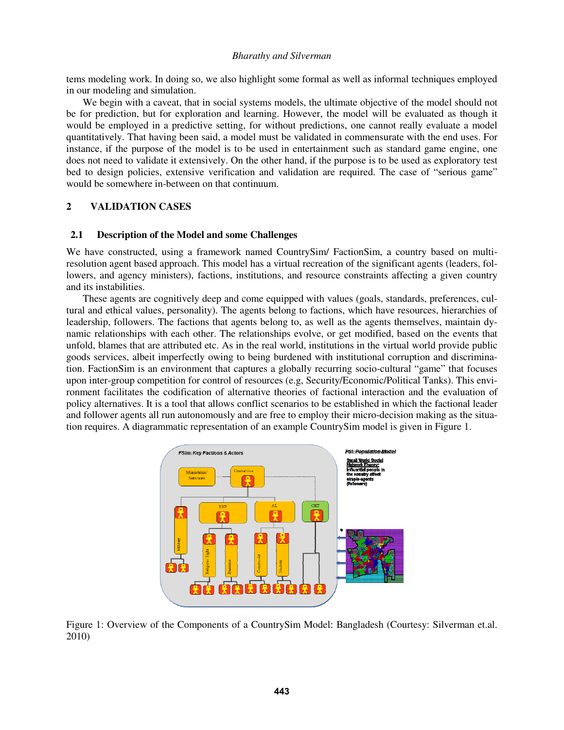tems modeling work. In doing so, we also highlight some formal as well as informal techniques employed in our modeling and simulation.

We begin with a caveat, that in social systems models, the ultimate objective of the model should not be for prediction, but for exploration and learning. However, the model will be evaluated as though it would be employed in a predictive setting, for without predictions, one cannot really evaluate a model quantitatively. That having been said, a model must be validated in commensurate with the end uses. For instance, if the purpose of the model is to be used in entertainment such as standard game engine, one does not need to validate it extensively. On the other hand, if the purpose is to be used as exploratory test bed to design policies, extensive verification and validation are required. The case of "serious game" would be somewhere in-between on that continuum.

## 2 VALIDATION CASES

### 2.1 Description of the Model and some Challenges

We have constructed, using a framework named CountrySim/ FactionSim, a country based on multi-resolution agent based approach. This model has a virtual recreation of the significant agents (leaders, followers, and agency ministers), factions, institutions, and resource constraints affecting a given country and its instabilities.

These agents are cognitively deep and come equipped with values (goals, standards, preferences, cultural and ethical values, personality). The agents belong to factions, which have resources, hierarchies of leadership, followers. The factions that agents belong to, as well as the agents themselves, maintain dynamic relationships with each other. The relationships evolve, or get modified, based on the events that unfold, blames that are attributed etc. As in the real world, institutions in the virtual world provide public goods services, albeit imperfectly owing to being burdened with institutional corruption and discrimination. FactionSim is an environment that captures a globally recurring socio-cultural "game" that focuses upon inter-group competition for control of resources (e.g, Security/Economic/Political Tanks). This environment facilitates the codification of alternative theories of factional interaction and the evaluation of policy alternatives. It is a tool that allows conflict scenarios to be established in which the factional leader and follower agents all run autonomously and are free to employ their micro-decision making as the situation requires. A diagrammatic representation of an example CountrySim model is given in Figure 1.

Figure 1: Overview of the Components of a CountrySim Model: Bangladesh (Courtesy: Silverman et.al. 2010)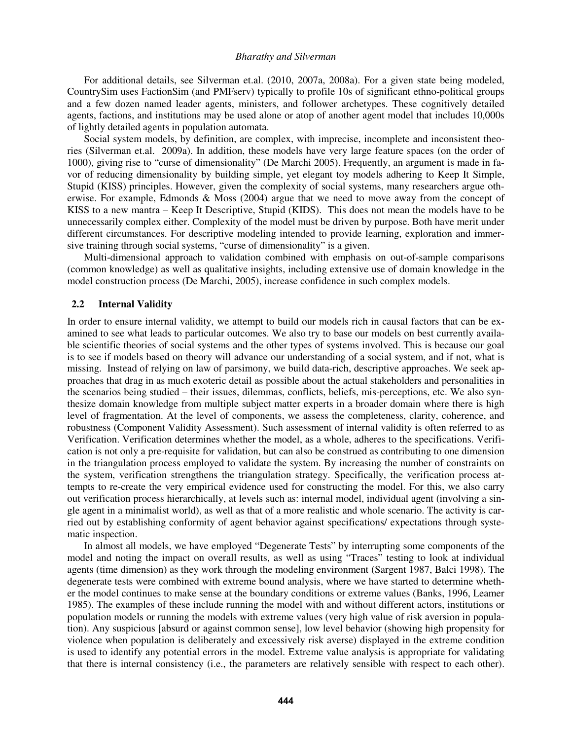For additional details, see Silverman et.al. (2010, 2007a, 2008a). For a given state being modeled, CountrySim uses FactionSim (and PMFserv) typically to profile 10s of significant ethno-political groups and a few dozen named leader agents, ministers, and follower archetypes. These cognitively detailed agents, factions, and institutions may be used alone or atop of another agent model that includes 10,000s of lightly detailed agents in population automata.

Social system models, by definition, are complex, with imprecise, incomplete and inconsistent theories (Silverman et.al. 2009a). In addition, these models have very large feature spaces (on the order of 1000), giving rise to "curse of dimensionality" (De Marchi 2005). Frequently, an argument is made in favor of reducing dimensionality by building simple, yet elegant toy models adhering to Keep It Simple, Stupid (KISS) principles. However, given the complexity of social systems, many researchers argue otherwise. For example, Edmonds & Moss (2004) argue that we need to move away from the concept of KISS to a new mantra – Keep It Descriptive, Stupid (KIDS). This does not mean the models have to be unnecessarily complex either. Complexity of the model must be driven by purpose. Both have merit under different circumstances. For descriptive modeling intended to provide learning, exploration and immersive training through social systems, "curse of dimensionality" is a given.

Multi-dimensional approach to validation combined with emphasis on out-of-sample comparisons (common knowledge) as well as qualitative insights, including extensive use of domain knowledge in the model construction process (De Marchi, 2005), increase confidence in such complex models.

## 2.2 Internal Validity

In order to ensure internal validity, we attempt to build our models rich in causal factors that can be examined to see what leads to particular outcomes. We also try to base our models on best currently available scientific theories of social systems and the other types of systems involved. This is because our goal is to see if models based on theory will advance our understanding of a social system, and if not, what is missing. Instead of relying on law of parsimony, we build data-rich, descriptive approaches. We seek approaches that drag in as much exoteric detail as possible about the actual stakeholders and personalities in the scenarios being studied – their issues, dilemmas, conflicts, beliefs, mis-perceptions, etc. We also synthesize domain knowledge from multiple subject matter experts in a broader domain where there is high level of fragmentation. At the level of components, we assess the completeness, clarity, coherence, and robustness (Component Validity Assessment). Such assessment of internal validity is often referred to as Verification. Verification determines whether the model, as a whole, adheres to the specifications. Verification is not only a pre-requisite for validation, but can also be construed as contributing to one dimension in the triangulation process employed to validate the system. By increasing the number of constraints on the system, verification strengthens the triangulation strategy. Specifically, the verification process attempts to re-create the very empirical evidence used for constructing the model. For this, we also carry out verification process hierarchically, at levels such as: internal model, individual agent (involving a single agent in a minimalist world), as well as that of a more realistic and whole scenario. The activity is carried out by establishing conformity of agent behavior against specifications/ expectations through systematic inspection.

In almost all models, we have employed "Degenerate Tests" by interrupting some components of the model and noting the impact on overall results, as well as using "Traces" testing to look at individual agents (time dimension) as they work through the modeling environment (Sargent 1987, Balci 1998). The degenerate tests were combined with extreme bound analysis, where we have started to determine whether the model continues to make sense at the boundary conditions or extreme values (Banks, 1996, Leamer 1985). The examples of these include running the model with and without different actors, institutions or population models or running the models with extreme values (very high value of risk aversion in population). Any suspicious [absurd or against common sense], low level behavior (showing high propensity for violence when population is deliberately and excessively risk averse) displayed in the extreme condition is used to identify any potential errors in the model. Extreme value analysis is appropriate for validating that there is internal consistency (i.e., the parameters are relatively sensible with respect to each other).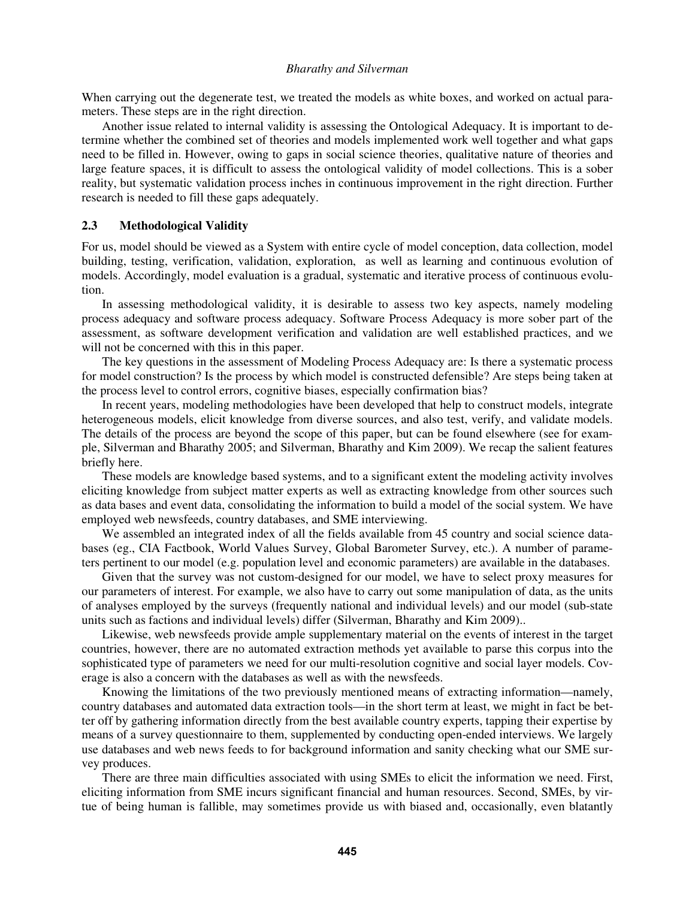When carrying out the degenerate test, we treated the models as white boxes, and worked on actual parameters. These steps are in the right direction.

Another issue related to internal validity is assessing the Ontological Adequacy. It is important to determine whether the combined set of theories and models implemented work well together and what gaps need to be filled in. However, owing to gaps in social science theories, qualitative nature of theories and large feature spaces, it is difficult to assess the ontological validity of model collections. This is a sober reality, but systematic validation process inches in continuous improvement in the right direction. Further research is needed to fill these gaps adequately.

### 2.3 Methodological Validity

For us, model should be viewed as a System with entire cycle of model conception, data collection, model building, testing, verification, validation, exploration, as well as learning and continuous evolution of models. Accordingly, model evaluation is a gradual, systematic and iterative process of continuous evolution.

In assessing methodological validity, it is desirable to assess two key aspects, namely modeling process adequacy and software process adequacy. Software Process Adequacy is more sober part of the assessment, as software development verification and validation are well established practices, and we will not be concerned with this in this paper.

The key questions in the assessment of Modeling Process Adequacy are: Is there a systematic process for model construction? Is the process by which model is constructed defensible? Are steps being taken at the process level to control errors, cognitive biases, especially confirmation bias?

In recent years, modeling methodologies have been developed that help to construct models, integrate heterogeneous models, elicit knowledge from diverse sources, and also test, verify, and validate models. The details of the process are beyond the scope of this paper, but can be found elsewhere (see for example, Silverman and Bharathy 2005; and Silverman, Bharathy and Kim 2009). We recap the salient features briefly here.

These models are knowledge based systems, and to a significant extent the modeling activity involves eliciting knowledge from subject matter experts as well as extracting knowledge from other sources such as data bases and event data, consolidating the information to build a model of the social system. We have employed web newsfeeds, country databases, and SME interviewing.

We assembled an integrated index of all the fields available from 45 country and social science databases (eg., CIA Factbook, World Values Survey, Global Barometer Survey, etc.). A number of parameters pertinent to our model (e.g. population level and economic parameters) are available in the databases.

Given that the survey was not custom-designed for our model, we have to select proxy measures for our parameters of interest. For example, we also have to carry out some manipulation of data, as the units of analyses employed by the surveys (frequently national and individual levels) and our model (sub-state units such as factions and individual levels) differ (Silverman, Bharathy and Kim 2009)..

Likewise, web newsfeeds provide ample supplementary material on the events of interest in the target countries, however, there are no automated extraction methods yet available to parse this corpus into the sophisticated type of parameters we need for our multi-resolution cognitive and social layer models. Coverage is also a concern with the databases as well as with the newsfeeds.

Knowing the limitations of the two previously mentioned means of extracting information—namely, country databases and automated data extraction tools—in the short term at least, we might in fact be better off by gathering information directly from the best available country experts, tapping their expertise by means of a survey questionnaire to them, supplemented by conducting open-ended interviews. We largely use databases and web news feeds to for background information and sanity checking what our SME survey produces.

There are three main difficulties associated with using SMEs to elicit the information we need. First, eliciting information from SME incurs significant financial and human resources. Second, SMEs, by virtue of being human is fallible, may sometimes provide us with biased and, occasionally, even blatantly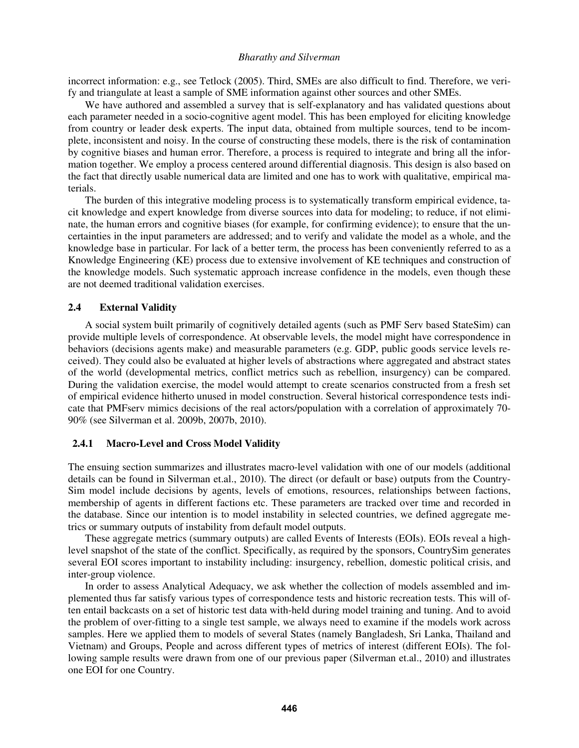incorrect information: e.g., see Tetlock (2005). Third, SMEs are also difficult to find. Therefore, we verify and triangulate at least a sample of SME information against other sources and other SMEs.

We have authored and assembled a survey that is self-explanatory and has validated questions about each parameter needed in a socio-cognitive agent model. This has been employed for eliciting knowledge from country or leader desk experts. The input data, obtained from multiple sources, tend to be incomplete, inconsistent and noisy. In the course of constructing these models, there is the risk of contamination by cognitive biases and human error. Therefore, a process is required to integrate and bring all the information together. We employ a process centered around differential diagnosis. This design is also based on the fact that directly usable numerical data are limited and one has to work with qualitative, empirical materials.

The burden of this integrative modeling process is to systematically transform empirical evidence, tacit knowledge and expert knowledge from diverse sources into data for modeling; to reduce, if not eliminate, the human errors and cognitive biases (for example, for confirming evidence); to ensure that the uncertainties in the input parameters are addressed; and to verify and validate the model as a whole, and the knowledge base in particular. For lack of a better term, the process has been conveniently referred to as a Knowledge Engineering (KE) process due to extensive involvement of KE techniques and construction of the knowledge models. Such systematic approach increase confidence in the models, even though these are not deemed traditional validation exercises.

## 2.4 External Validity

A social system built primarily of cognitively detailed agents (such as PMF Serv based StateSim) can provide multiple levels of correspondence. At observable levels, the model might have correspondence in behaviors (decisions agents make) and measurable parameters (e.g. GDP, public goods service levels received). They could also be evaluated at higher levels of abstractions where aggregated and abstract states of the world (developmental metrics, conflict metrics such as rebellion, insurgency) can be compared. During the validation exercise, the model would attempt to create scenarios constructed from a fresh set of empirical evidence hitherto unused in model construction. Several historical correspondence tests indicate that PMFserv mimics decisions of the real actors/population with a correlation of approximately 70-90% (see Silverman et al. 2009b, 2007b, 2010).

### 2.4.1 Macro-Level and Cross Model Validity

The ensuing section summarizes and illustrates macro-level validation with one of our models (additional details can be found in Silverman et.al., 2010). The direct (or default or base) outputs from the CountrySim model include decisions by agents, levels of emotions, resources, relationships between factions, membership of agents in different factions etc. These parameters are tracked over time and recorded in the database. Since our intention is to model instability in selected countries, we defined aggregate metrics or summary outputs of instability from default model outputs.

These aggregate metrics (summary outputs) are called Events of Interests (EOIs). EOIs reveal a high-level snapshot of the state of the conflict. Specifically, as required by the sponsors, CountrySim generates several EOI scores important to instability including: insurgency, rebellion, domestic political crisis, and inter-group violence.

In order to assess Analytical Adequacy, we ask whether the collection of models assembled and implemented thus far satisfy various types of correspondence tests and historic recreation tests. This will often entail backcasts on a set of historic test data with-held during model training and tuning. And to avoid the problem of over-fitting to a single test sample, we always need to examine if the models work across samples. Here we applied them to models of several States (namely Bangladesh, Sri Lanka, Thailand and Vietnam) and Groups, People and across different types of metrics of interest (different EOIs). The following sample results were drawn from one of our previous paper (Silverman et.al., 2010) and illustrates one EOI for one Country.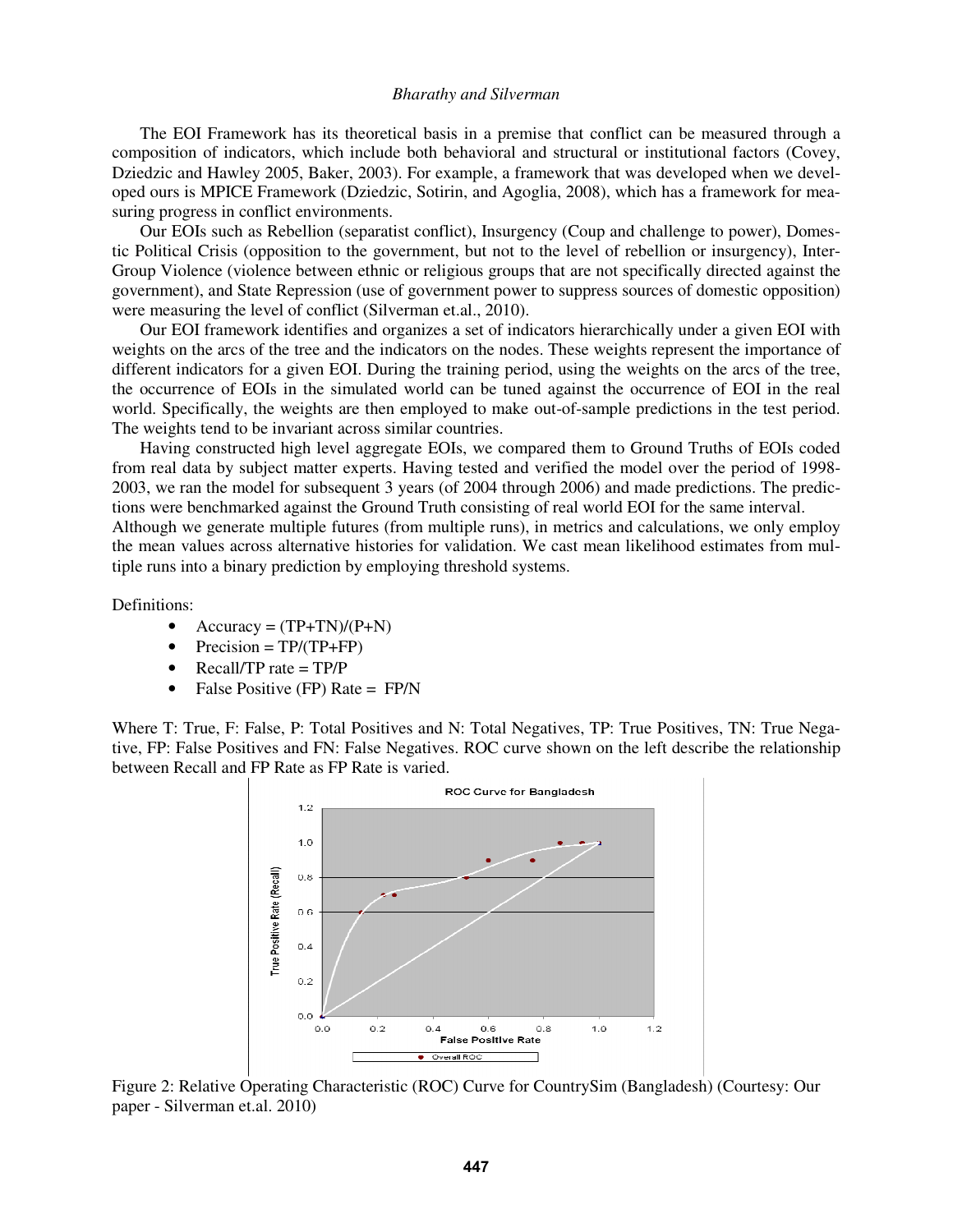The EOI Framework has its theoretical basis in a premise that conflict can be measured through a composition of indicators, which include both behavioral and structural or institutional factors (Covey, Dziedzic and Hawley 2005, Baker, 2003). For example, a framework that was developed when we developed ours is MPICE Framework (Dziedzic, Sotirin, and Agoglia, 2008), which has a framework for measuring progress in conflict environments.

Our EOIs such as Rebellion (separatist conflict), Insurgency (Coup and challenge to power), Domestic Political Crisis (opposition to the government, but not to the level of rebellion or insurgency), Inter-Group Violence (violence between ethnic or religious groups that are not specifically directed against the government), and State Repression (use of government power to suppress sources of domestic opposition) were measuring the level of conflict (Silverman et.al., 2010).

Our EOI framework identifies and organizes a set of indicators hierarchically under a given EOI with weights on the arcs of the tree and the indicators on the nodes. These weights represent the importance of different indicators for a given EOI. During the training period, using the weights on the arcs of the tree, the occurrence of EOIs in the simulated world can be tuned against the occurrence of EOI in the real world. Specifically, the weights are then employed to make out-of-sample predictions in the test period. The weights tend to be invariant across similar countries.

Having constructed high level aggregate EOIs, we compared them to Ground Truths of EOIs coded from real data by subject matter experts. Having tested and verified the model over the period of 1998-2003, we ran the model for subsequent 3 years (of 2004 through 2006) and made predictions. The predictions were benchmarked against the Ground Truth consisting of real world EOI for the same interval. Although we generate multiple futures (from multiple runs), in metrics and calculations, we only employ the mean values across alternative histories for validation. We cast mean likelihood estimates from multiple runs into a binary prediction by employing threshold systems.

Definitions:

- Accuracy = (TP+TN)/(P+N)
- Precision = TP/(TP+FP)
- Recall/TP rate = TP/P
- False Positive (FP) Rate = FP/N

Where T: True, F: False, P: Total Positives and N: Total Negatives, TP: True Positives, TN: True Negative, FP: False Positives and FN: False Negatives. ROC curve shown on the left describe the relationship between Recall and FP Rate as FP Rate is varied.

Figure 2: Relative Operating Characteristic (ROC) Curve for CountrySim (Bangladesh) (Courtesy: Our paper - Silverman et.al. 2010)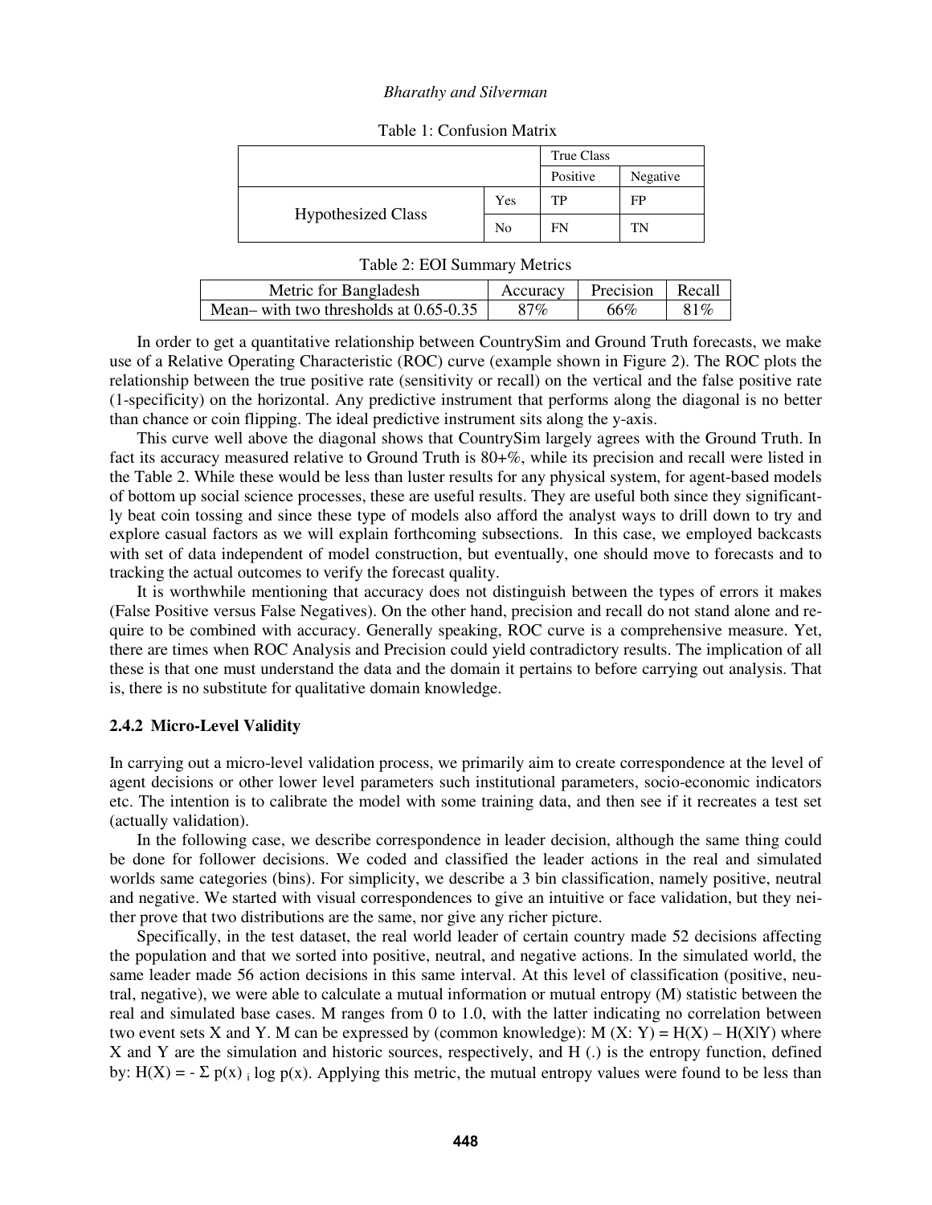Table 1: Confusion Matrix

| | | True Class | |
|---|---|---|---|
| | | Positive | Negative |
| Hypothesized Class | Yes | TP | FP |
| | No | FN | TN |

Table 2: EOI Summary Metrics

| Metric for Bangladesh | Accuracy | Precision | Recall |
|---|---|---|---|
| Mean– with two thresholds at 0.65-0.35 | 87% | 66% | 81% |

In order to get a quantitative relationship between CountrySim and Ground Truth forecasts, we make use of a Relative Operating Characteristic (ROC) curve (example shown in Figure 2). The ROC plots the relationship between the true positive rate (sensitivity or recall) on the vertical and the false positive rate (1-specificity) on the horizontal. Any predictive instrument that performs along the diagonal is no better than chance or coin flipping. The ideal predictive instrument sits along the y-axis.

This curve well above the diagonal shows that CountrySim largely agrees with the Ground Truth. In fact its accuracy measured relative to Ground Truth is 80+%, while its precision and recall were listed in the Table 2. While these would be less than luster results for any physical system, for agent-based models of bottom up social science processes, these are useful results. They are useful both since they significantly beat coin tossing and since these type of models also afford the analyst ways to drill down to try and explore casual factors as we will explain forthcoming subsections. In this case, we employed backcasts with set of data independent of model construction, but eventually, one should move to forecasts and to tracking the actual outcomes to verify the forecast quality.

It is worthwhile mentioning that accuracy does not distinguish between the types of errors it makes (False Positive versus False Negatives). On the other hand, precision and recall do not stand alone and require to be combined with accuracy. Generally speaking, ROC curve is a comprehensive measure. Yet, there are times when ROC Analysis and Precision could yield contradictory results. The implication of all these is that one must understand the data and the domain it pertains to before carrying out analysis. That is, there is no substitute for qualitative domain knowledge.

### 2.4.2 Micro-Level Validity

In carrying out a micro-level validation process, we primarily aim to create correspondence at the level of agent decisions or other lower level parameters such institutional parameters, socio-economic indicators etc. The intention is to calibrate the model with some training data, and then see if it recreates a test set (actually validation).

In the following case, we describe correspondence in leader decision, although the same thing could be done for follower decisions. We coded and classified the leader actions in the real and simulated worlds same categories (bins). For simplicity, we describe a 3 bin classification, namely positive, neutral and negative. We started with visual correspondences to give an intuitive or face validation, but they neither prove that two distributions are the same, nor give any richer picture.

Specifically, in the test dataset, the real world leader of certain country made 52 decisions affecting the population and that we sorted into positive, neutral, and negative actions. In the simulated world, the same leader made 56 action decisions in this same interval. At this level of classification (positive, neutral, negative), we were able to calculate a mutual information or mutual entropy (M) statistic between the real and simulated base cases. M ranges from 0 to 1.0, with the latter indicating no correlation between two event sets X and Y. M can be expressed by (common knowledge): $M(X:Y) = H(X) - H(X|Y)$ where X and Y are the simulation and historic sources, respectively, and H (.) is the entropy function, defined by: $H(X) = -\Sigma\, p(x)_i \log p(x)$. Applying this metric, the mutual entropy values were found to be less than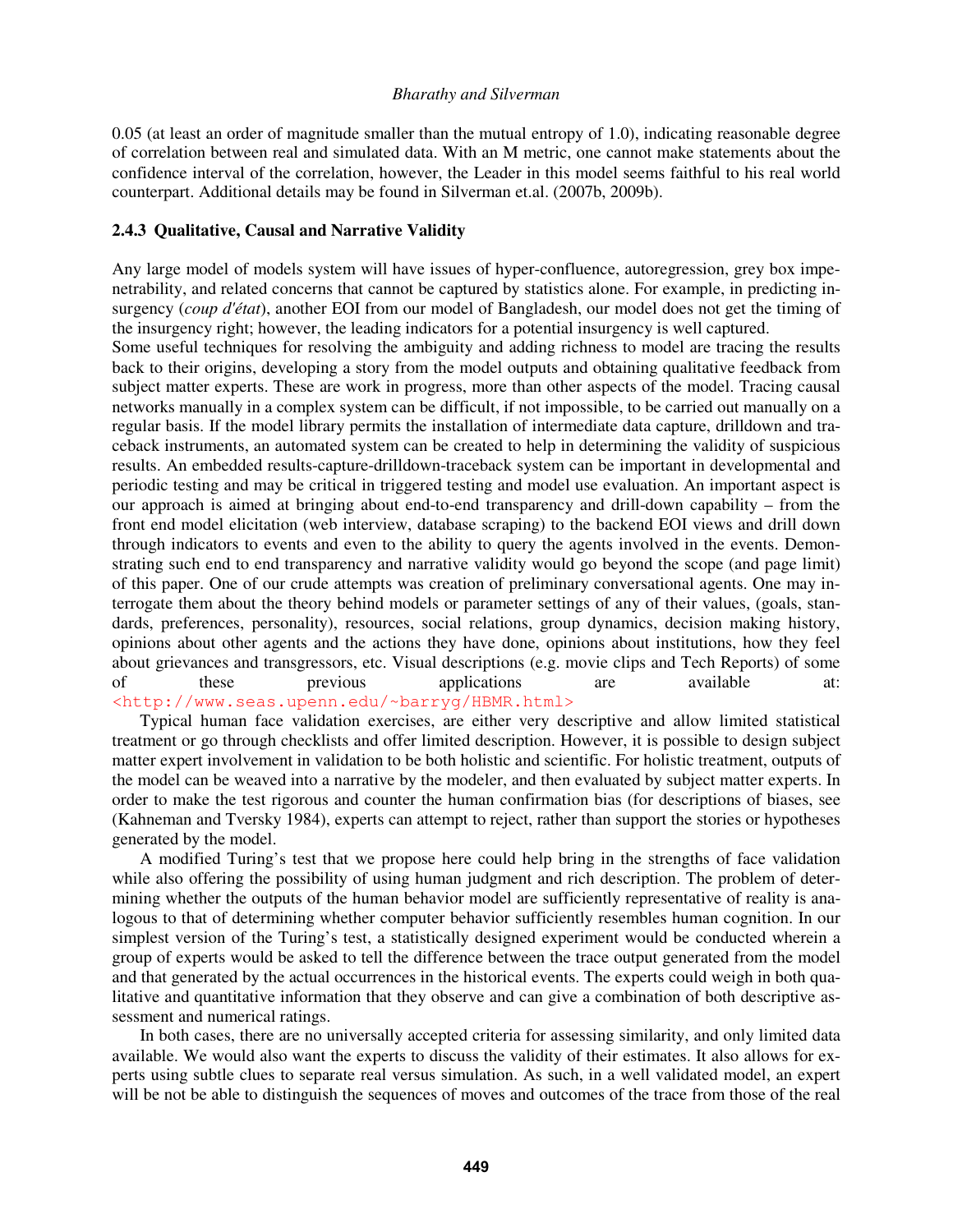0.05 (at least an order of magnitude smaller than the mutual entropy of 1.0), indicating reasonable degree of correlation between real and simulated data. With an M metric, one cannot make statements about the confidence interval of the correlation, however, the Leader in this model seems faithful to his real world counterpart. Additional details may be found in Silverman et.al. (2007b, 2009b).

### 2.4.3 Qualitative, Causal and Narrative Validity

Any large model of models system will have issues of hyper-confluence, autoregression, grey box impenetrability, and related concerns that cannot be captured by statistics alone. For example, in predicting insurgency (*coup d'état*), another EOI from our model of Bangladesh, our model does not get the timing of the insurgency right; however, the leading indicators for a potential insurgency is well captured.

Some useful techniques for resolving the ambiguity and adding richness to model are tracing the results back to their origins, developing a story from the model outputs and obtaining qualitative feedback from subject matter experts. These are work in progress, more than other aspects of the model. Tracing causal networks manually in a complex system can be difficult, if not impossible, to be carried out manually on a regular basis. If the model library permits the installation of intermediate data capture, drilldown and traceback instruments, an automated system can be created to help in determining the validity of suspicious results. An embedded results-capture-drilldown-traceback system can be important in developmental and periodic testing and may be critical in triggered testing and model use evaluation. An important aspect is our approach is aimed at bringing about end-to-end transparency and drill-down capability – from the front end model elicitation (web interview, database scraping) to the backend EOI views and drill down through indicators to events and even to the ability to query the agents involved in the events. Demonstrating such end to end transparency and narrative validity would go beyond the scope (and page limit) of this paper. One of our crude attempts was creation of preliminary conversational agents. One may interrogate them about the theory behind models or parameter settings of any of their values, (goals, standards, preferences, personality), resources, social relations, group dynamics, decision making history, opinions about other agents and the actions they have done, opinions about institutions, how they feel about grievances and transgressors, etc. Visual descriptions (e.g. movie clips and Tech Reports) of some of these previous applications are available at: <http://www.seas.upenn.edu/~barryg/HBMR.html>

Typical human face validation exercises, are either very descriptive and allow limited statistical treatment or go through checklists and offer limited description. However, it is possible to design subject matter expert involvement in validation to be both holistic and scientific. For holistic treatment, outputs of the model can be weaved into a narrative by the modeler, and then evaluated by subject matter experts. In order to make the test rigorous and counter the human confirmation bias (for descriptions of biases, see (Kahneman and Tversky 1984), experts can attempt to reject, rather than support the stories or hypotheses generated by the model.

A modified Turing's test that we propose here could help bring in the strengths of face validation while also offering the possibility of using human judgment and rich description. The problem of determining whether the outputs of the human behavior model are sufficiently representative of reality is analogous to that of determining whether computer behavior sufficiently resembles human cognition. In our simplest version of the Turing's test, a statistically designed experiment would be conducted wherein a group of experts would be asked to tell the difference between the trace output generated from the model and that generated by the actual occurrences in the historical events. The experts could weigh in both qualitative and quantitative information that they observe and can give a combination of both descriptive assessment and numerical ratings.

In both cases, there are no universally accepted criteria for assessing similarity, and only limited data available. We would also want the experts to discuss the validity of their estimates. It also allows for experts using subtle clues to separate real versus simulation. As such, in a well validated model, an expert will be not be able to distinguish the sequences of moves and outcomes of the trace from those of the real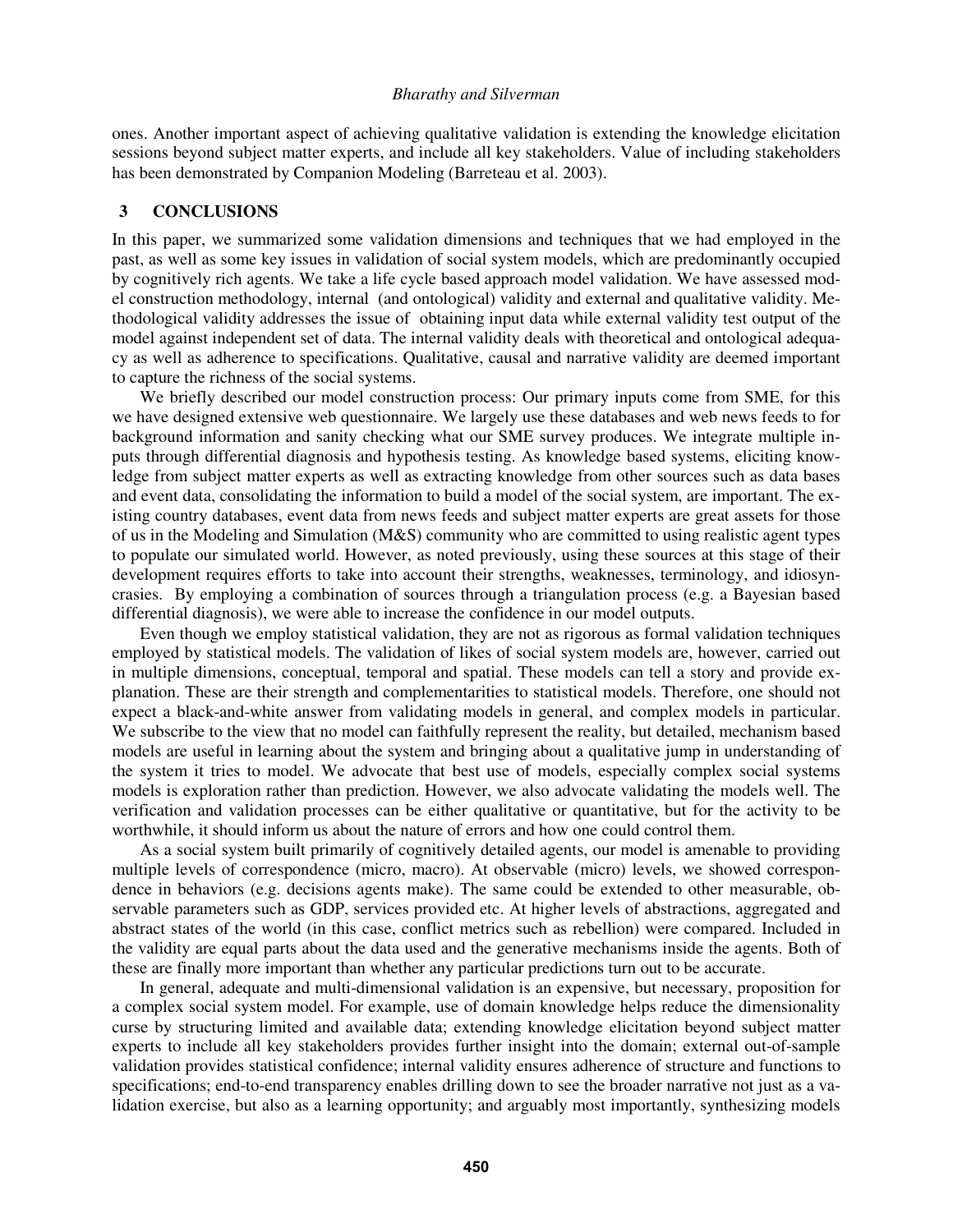ones. Another important aspect of achieving qualitative validation is extending the knowledge elicitation sessions beyond subject matter experts, and include all key stakeholders. Value of including stakeholders has been demonstrated by Companion Modeling (Barreteau et al. 2003).

## 3 CONCLUSIONS

In this paper, we summarized some validation dimensions and techniques that we had employed in the past, as well as some key issues in validation of social system models, which are predominantly occupied by cognitively rich agents. We take a life cycle based approach model validation. We have assessed model construction methodology, internal (and ontological) validity and external and qualitative validity. Methodological validity addresses the issue of obtaining input data while external validity test output of the model against independent set of data. The internal validity deals with theoretical and ontological adequacy as well as adherence to specifications. Qualitative, causal and narrative validity are deemed important to capture the richness of the social systems.

We briefly described our model construction process: Our primary inputs come from SME, for this we have designed extensive web questionnaire. We largely use these databases and web news feeds to for background information and sanity checking what our SME survey produces. We integrate multiple inputs through differential diagnosis and hypothesis testing. As knowledge based systems, eliciting knowledge from subject matter experts as well as extracting knowledge from other sources such as data bases and event data, consolidating the information to build a model of the social system, are important. The existing country databases, event data from news feeds and subject matter experts are great assets for those of us in the Modeling and Simulation (M&S) community who are committed to using realistic agent types to populate our simulated world. However, as noted previously, using these sources at this stage of their development requires efforts to take into account their strengths, weaknesses, terminology, and idiosyncrasies. By employing a combination of sources through a triangulation process (e.g. a Bayesian based differential diagnosis), we were able to increase the confidence in our model outputs.

Even though we employ statistical validation, they are not as rigorous as formal validation techniques employed by statistical models. The validation of likes of social system models are, however, carried out in multiple dimensions, conceptual, temporal and spatial. These models can tell a story and provide explanation. These are their strength and complementarities to statistical models. Therefore, one should not expect a black-and-white answer from validating models in general, and complex models in particular. We subscribe to the view that no model can faithfully represent the reality, but detailed, mechanism based models are useful in learning about the system and bringing about a qualitative jump in understanding of the system it tries to model. We advocate that best use of models, especially complex social systems models is exploration rather than prediction. However, we also advocate validating the models well. The verification and validation processes can be either qualitative or quantitative, but for the activity to be worthwhile, it should inform us about the nature of errors and how one could control them.

As a social system built primarily of cognitively detailed agents, our model is amenable to providing multiple levels of correspondence (micro, macro). At observable (micro) levels, we showed correspondence in behaviors (e.g. decisions agents make). The same could be extended to other measurable, observable parameters such as GDP, services provided etc. At higher levels of abstractions, aggregated and abstract states of the world (in this case, conflict metrics such as rebellion) were compared. Included in the validity are equal parts about the data used and the generative mechanisms inside the agents. Both of these are finally more important than whether any particular predictions turn out to be accurate.

In general, adequate and multi-dimensional validation is an expensive, but necessary, proposition for a complex social system model. For example, use of domain knowledge helps reduce the dimensionality curse by structuring limited and available data; extending knowledge elicitation beyond subject matter experts to include all key stakeholders provides further insight into the domain; external out-of-sample validation provides statistical confidence; internal validity ensures adherence of structure and functions to specifications; end-to-end transparency enables drilling down to see the broader narrative not just as a validation exercise, but also as a learning opportunity; and arguably most importantly, synthesizing models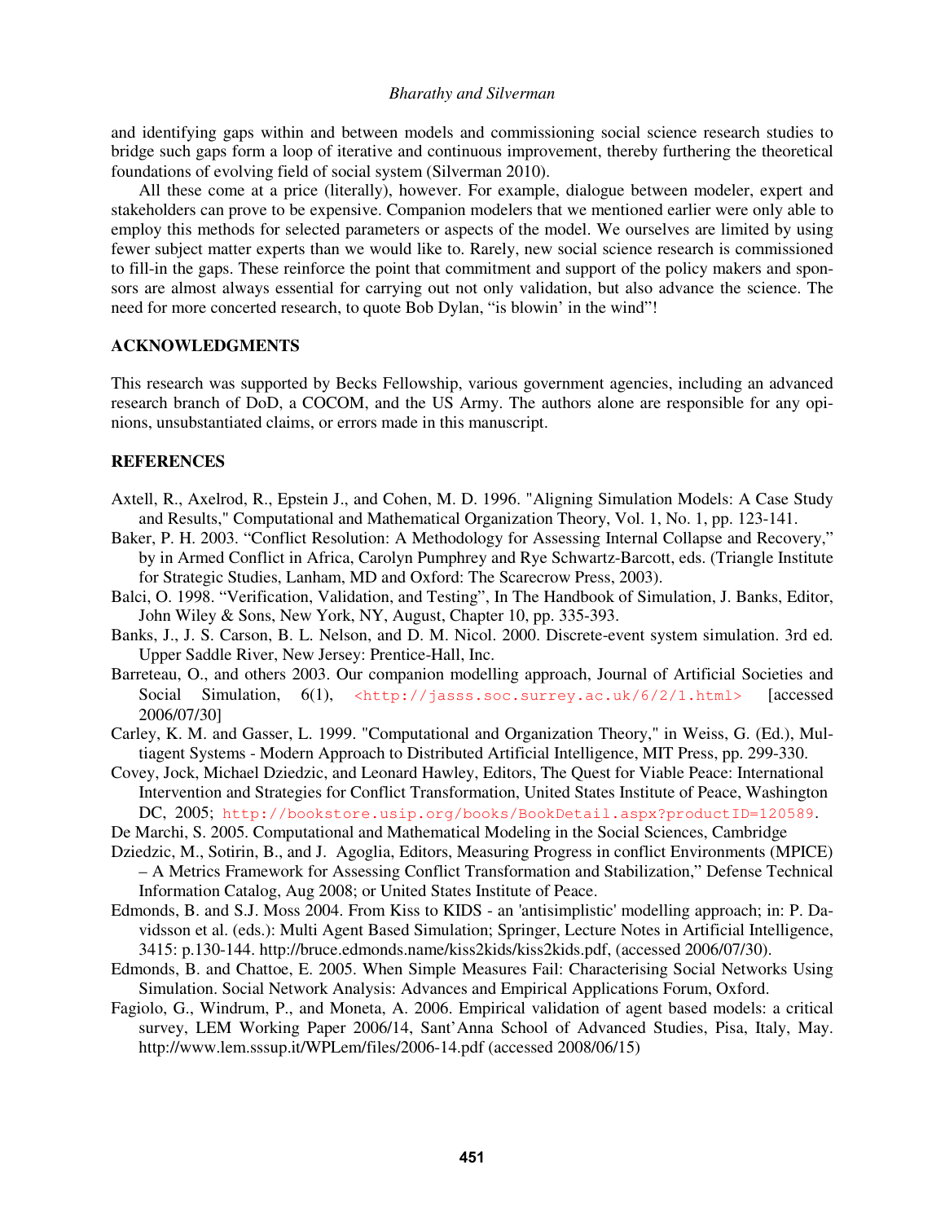and identifying gaps within and between models and commissioning social science research studies to bridge such gaps form a loop of iterative and continuous improvement, thereby furthering the theoretical foundations of evolving field of social system (Silverman 2010).

All these come at a price (literally), however. For example, dialogue between modeler, expert and stakeholders can prove to be expensive. Companion modelers that we mentioned earlier were only able to employ this methods for selected parameters or aspects of the model. We ourselves are limited by using fewer subject matter experts than we would like to. Rarely, new social science research is commissioned to fill-in the gaps. These reinforce the point that commitment and support of the policy makers and sponsors are almost always essential for carrying out not only validation, but also advance the science. The need for more concerted research, to quote Bob Dylan, "is blowin' in the wind"!

## ACKNOWLEDGMENTS

This research was supported by Becks Fellowship, various government agencies, including an advanced research branch of DoD, a COCOM, and the US Army. The authors alone are responsible for any opinions, unsubstantiated claims, or errors made in this manuscript.

## REFERENCES

Axtell, R., Axelrod, R., Epstein J., and Cohen, M. D. 1996. "Aligning Simulation Models: A Case Study and Results," Computational and Mathematical Organization Theory, Vol. 1, No. 1, pp. 123-141.

Baker, P. H. 2003. "Conflict Resolution: A Methodology for Assessing Internal Collapse and Recovery," by in Armed Conflict in Africa, Carolyn Pumphrey and Rye Schwartz-Barcott, eds. (Triangle Institute for Strategic Studies, Lanham, MD and Oxford: The Scarecrow Press, 2003).

Balci, O. 1998. "Verification, Validation, and Testing", In The Handbook of Simulation, J. Banks, Editor, John Wiley & Sons, New York, NY, August, Chapter 10, pp. 335-393.

Banks, J., J. S. Carson, B. L. Nelson, and D. M. Nicol. 2000. Discrete-event system simulation. 3rd ed. Upper Saddle River, New Jersey: Prentice-Hall, Inc.

Barreteau, O., and others 2003. Our companion modelling approach, Journal of Artificial Societies and Social Simulation, 6(1), <http://jasss.soc.surrey.ac.uk/6/2/1.html> [accessed 2006/07/30]

Carley, K. M. and Gasser, L. 1999. "Computational and Organization Theory," in Weiss, G. (Ed.), Multiagent Systems - Modern Approach to Distributed Artificial Intelligence, MIT Press, pp. 299-330.

Covey, Jock, Michael Dziedzic, and Leonard Hawley, Editors, The Quest for Viable Peace: International Intervention and Strategies for Conflict Transformation, United States Institute of Peace, Washington DC, 2005; http://bookstore.usip.org/books/BookDetail.aspx?productID=120589.

De Marchi, S. 2005. Computational and Mathematical Modeling in the Social Sciences, Cambridge

Dziedzic, M., Sotirin, B., and J. Agoglia, Editors, Measuring Progress in conflict Environments (MPICE) – A Metrics Framework for Assessing Conflict Transformation and Stabilization," Defense Technical Information Catalog, Aug 2008; or United States Institute of Peace.

Edmonds, B. and S.J. Moss 2004. From Kiss to KIDS - an 'antisimplistic' modelling approach; in: P. Davidsson et al. (eds.): Multi Agent Based Simulation; Springer, Lecture Notes in Artificial Intelligence, 3415: p.130-144. http://bruce.edmonds.name/kiss2kids/kiss2kids.pdf, (accessed 2006/07/30).

Edmonds, B. and Chattoe, E. 2005. When Simple Measures Fail: Characterising Social Networks Using Simulation. Social Network Analysis: Advances and Empirical Applications Forum, Oxford.

Fagiolo, G., Windrum, P., and Moneta, A. 2006. Empirical validation of agent based models: a critical survey, LEM Working Paper 2006/14, Sant'Anna School of Advanced Studies, Pisa, Italy, May. http://www.lem.sssup.it/WPLem/files/2006-14.pdf (accessed 2008/06/15)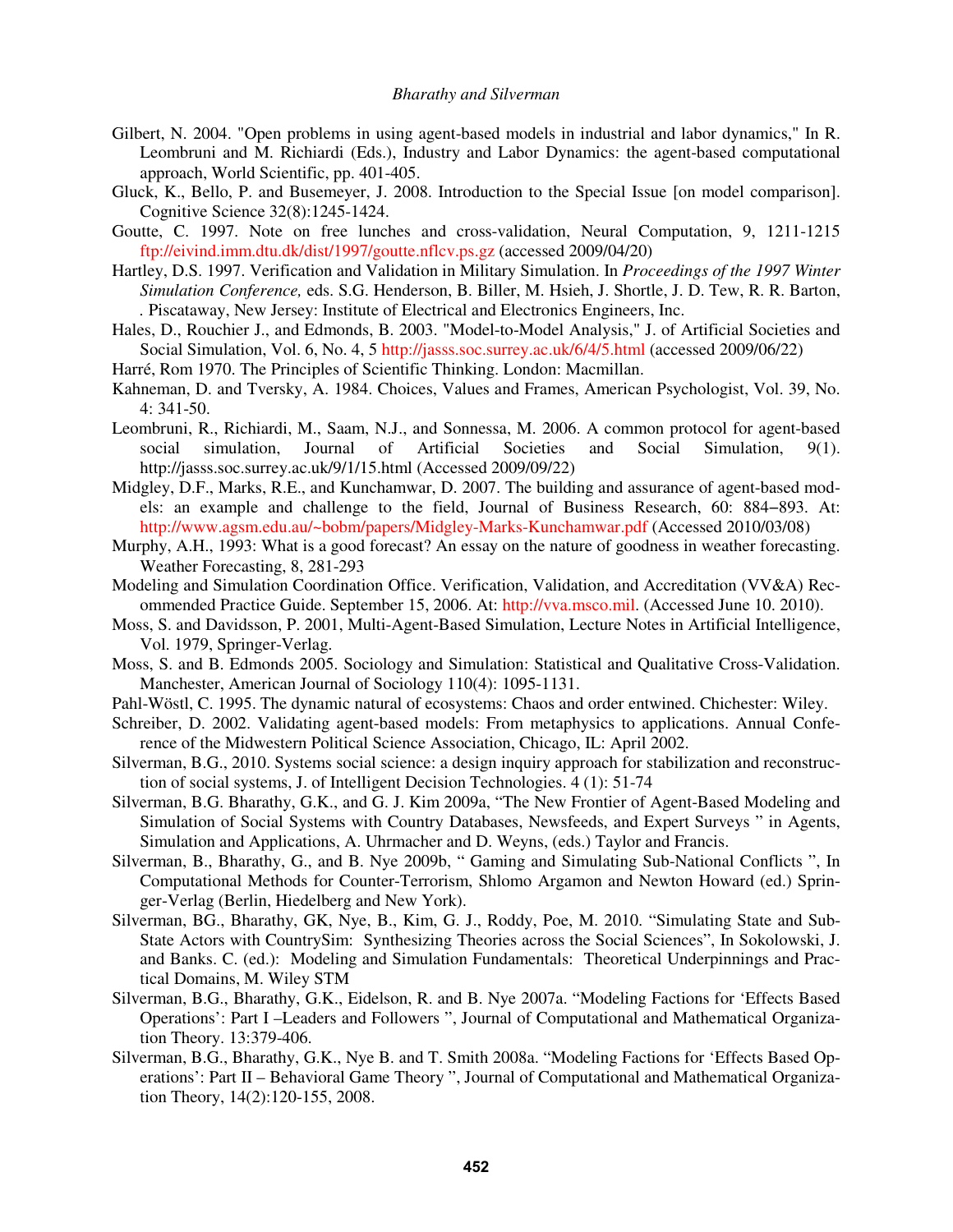Gilbert, N. 2004. "Open problems in using agent-based models in industrial and labor dynamics," In R. Leombruni and M. Richiardi (Eds.), Industry and Labor Dynamics: the agent-based computational approach, World Scientific, pp. 401-405.

Gluck, K., Bello, P. and Busemeyer, J. 2008. Introduction to the Special Issue [on model comparison]. Cognitive Science 32(8):1245-1424.

Goutte, C. 1997. Note on free lunches and cross-validation, Neural Computation, 9, 1211-1215 ftp://eivind.imm.dtu.dk/dist/1997/goutte.nflcv.ps.gz (accessed 2009/04/20)

Hartley, D.S. 1997. Verification and Validation in Military Simulation. In *Proceedings of the 1997 Winter Simulation Conference,* eds. S.G. Henderson, B. Biller, M. Hsieh, J. Shortle, J. D. Tew, R. R. Barton, . Piscataway, New Jersey: Institute of Electrical and Electronics Engineers, Inc.

Hales, D., Rouchier J., and Edmonds, B. 2003. "Model-to-Model Analysis," J. of Artificial Societies and Social Simulation, Vol. 6, No. 4, 5 http://jasss.soc.surrey.ac.uk/6/4/5.html (accessed 2009/06/22)

Harré, Rom 1970. The Principles of Scientific Thinking. London: Macmillan.

Kahneman, D. and Tversky, A. 1984. Choices, Values and Frames, American Psychologist, Vol. 39, No. 4: 341-50.

Leombruni, R., Richiardi, M., Saam, N.J., and Sonnessa, M. 2006. A common protocol for agent-based social simulation, Journal of Artificial Societies and Social Simulation, 9(1). http://jasss.soc.surrey.ac.uk/9/1/15.html (Accessed 2009/09/22)

Midgley, D.F., Marks, R.E., and Kunchamwar, D. 2007. The building and assurance of agent-based models: an example and challenge to the field, Journal of Business Research, 60: 884–893. At: http://www.agsm.edu.au/~bobm/papers/Midgley-Marks-Kunchamwar.pdf (Accessed 2010/03/08)

Murphy, A.H., 1993: What is a good forecast? An essay on the nature of goodness in weather forecasting. Weather Forecasting, 8, 281-293

Modeling and Simulation Coordination Office. Verification, Validation, and Accreditation (VV&A) Recommended Practice Guide. September 15, 2006. At: http://vva.msco.mil. (Accessed June 10. 2010).

Moss, S. and Davidsson, P. 2001, Multi-Agent-Based Simulation, Lecture Notes in Artificial Intelligence, Vol. 1979, Springer-Verlag.

Moss, S. and B. Edmonds 2005. Sociology and Simulation: Statistical and Qualitative Cross-Validation. Manchester, American Journal of Sociology 110(4): 1095-1131.

Pahl-Wöstl, C. 1995. The dynamic natural of ecosystems: Chaos and order entwined. Chichester: Wiley.

Schreiber, D. 2002. Validating agent-based models: From metaphysics to applications. Annual Conference of the Midwestern Political Science Association, Chicago, IL: April 2002.

Silverman, B.G., 2010. Systems social science: a design inquiry approach for stabilization and reconstruction of social systems, J. of Intelligent Decision Technologies. 4 (1): 51-74

Silverman, B.G. Bharathy, G.K., and G. J. Kim 2009a, "The New Frontier of Agent-Based Modeling and Simulation of Social Systems with Country Databases, Newsfeeds, and Expert Surveys " in Agents, Simulation and Applications, A. Uhrmacher and D. Weyns, (eds.) Taylor and Francis.

Silverman, B., Bharathy, G., and B. Nye 2009b, " Gaming and Simulating Sub-National Conflicts ", In Computational Methods for Counter-Terrorism, Shlomo Argamon and Newton Howard (ed.) Springer-Verlag (Berlin, Hiedelberg and New York).

Silverman, BG., Bharathy, GK, Nye, B., Kim, G. J., Roddy, Poe, M. 2010. "Simulating State and Sub-State Actors with CountrySim: Synthesizing Theories across the Social Sciences", In Sokolowski, J. and Banks. C. (ed.): Modeling and Simulation Fundamentals: Theoretical Underpinnings and Practical Domains, M. Wiley STM

Silverman, B.G., Bharathy, G.K., Eidelson, R. and B. Nye 2007a. "Modeling Factions for 'Effects Based Operations': Part I –Leaders and Followers ", Journal of Computational and Mathematical Organization Theory. 13:379-406.

Silverman, B.G., Bharathy, G.K., Nye B. and T. Smith 2008a. "Modeling Factions for 'Effects Based Operations': Part II – Behavioral Game Theory ", Journal of Computational and Mathematical Organization Theory, 14(2):120-155, 2008.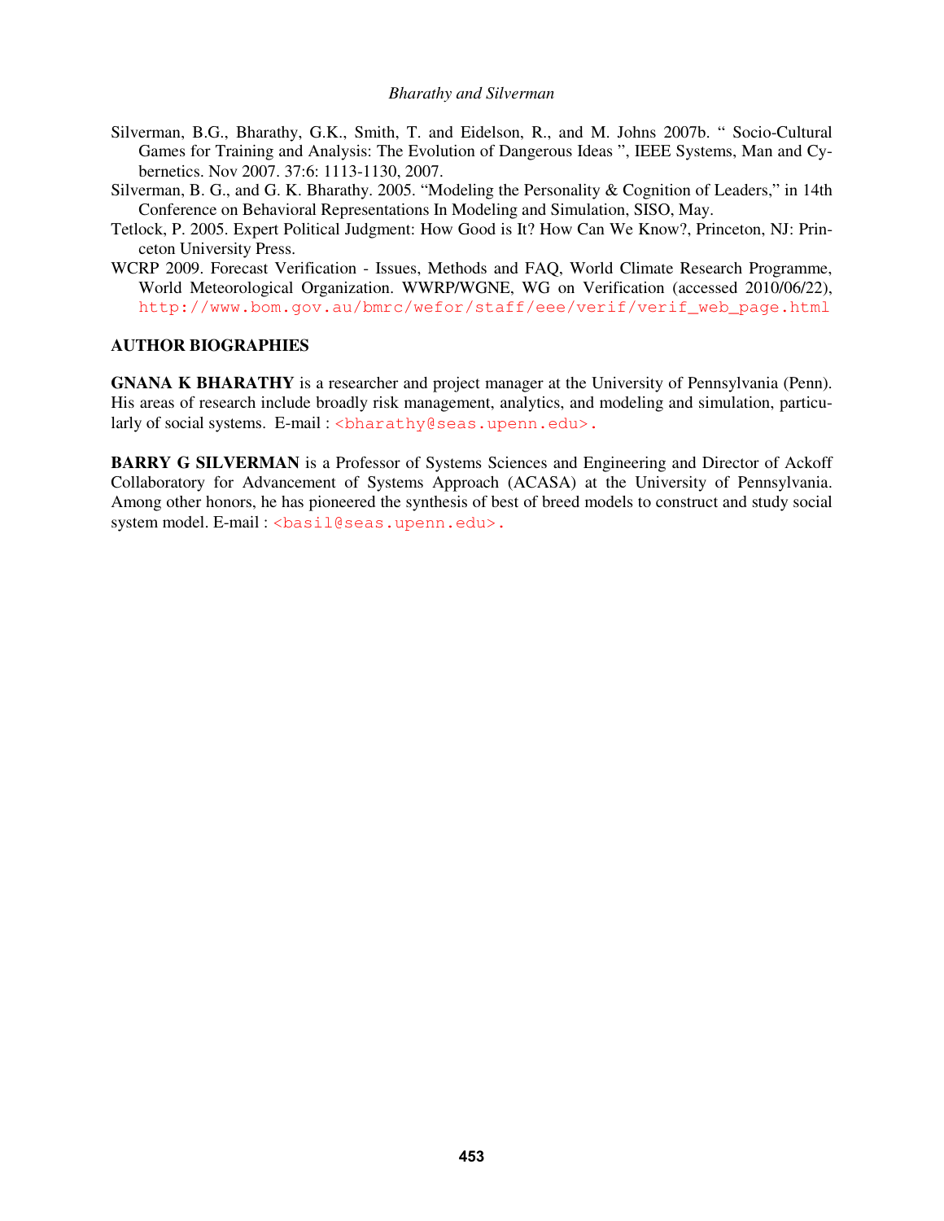Silverman, B.G., Bharathy, G.K., Smith, T. and Eidelson, R., and M. Johns 2007b. " Socio-Cultural Games for Training and Analysis: The Evolution of Dangerous Ideas ", IEEE Systems, Man and Cybernetics. Nov 2007. 37:6: 1113-1130, 2007.

Silverman, B. G., and G. K. Bharathy. 2005. "Modeling the Personality & Cognition of Leaders," in 14th Conference on Behavioral Representations In Modeling and Simulation, SISO, May.

Tetlock, P. 2005. Expert Political Judgment: How Good is It? How Can We Know?, Princeton, NJ: Princeton University Press.

WCRP 2009. Forecast Verification - Issues, Methods and FAQ, World Climate Research Programme, World Meteorological Organization. WWRP/WGNE, WG on Verification (accessed 2010/06/22), http://www.bom.gov.au/bmrc/wefor/staff/eee/verif/verif_web_page.html

## AUTHOR BIOGRAPHIES

**GNANA K BHARATHY** is a researcher and project manager at the University of Pennsylvania (Penn). His areas of research include broadly risk management, analytics, and modeling and simulation, particularly of social systems. E-mail : <bharathy@seas.upenn.edu>.

**BARRY G SILVERMAN** is a Professor of Systems Sciences and Engineering and Director of Ackoff Collaboratory for Advancement of Systems Approach (ACASA) at the University of Pennsylvania. Among other honors, he has pioneered the synthesis of best of breed models to construct and study social system model. E-mail : <basil@seas.upenn.edu>.